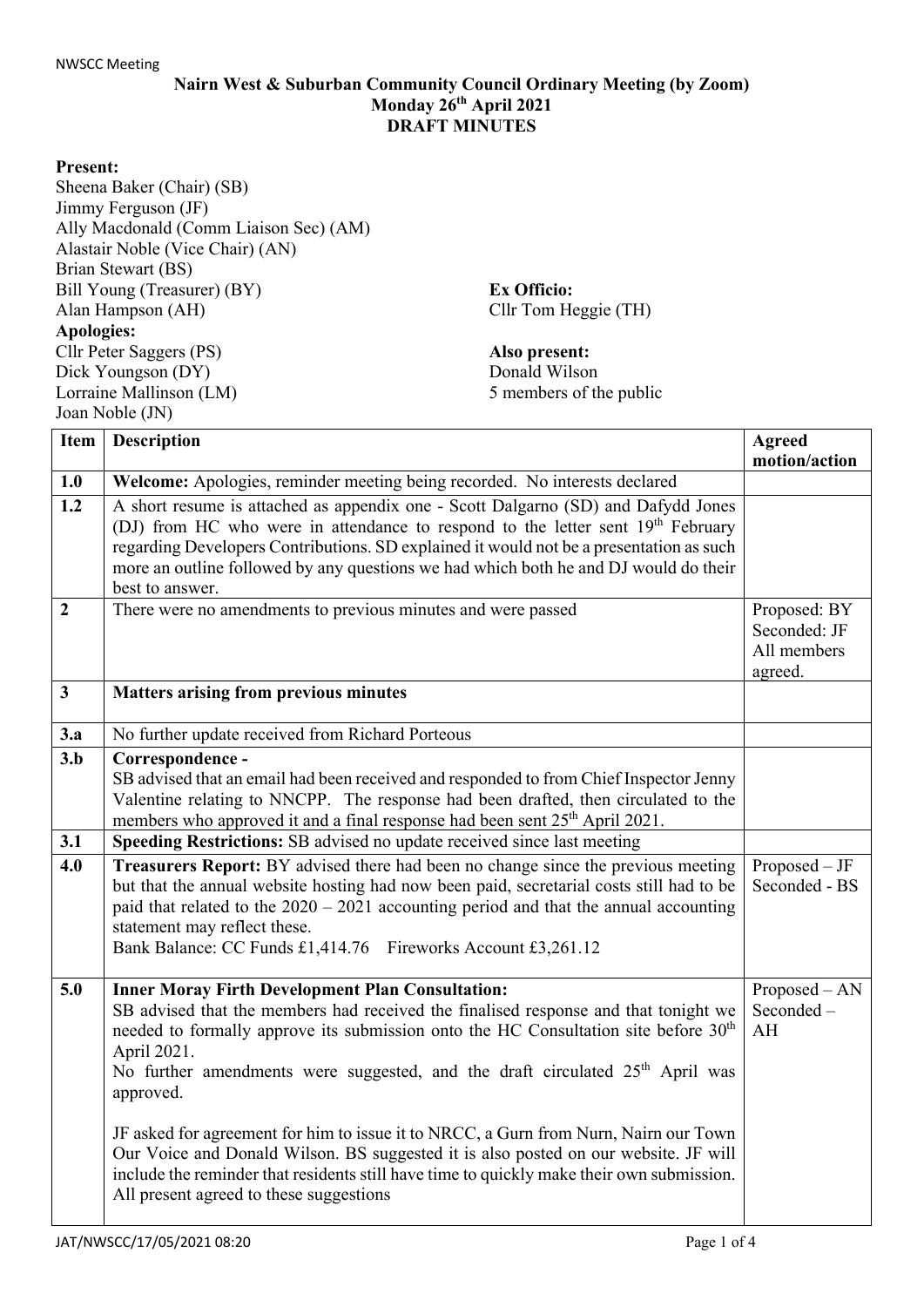**Nairn West & Suburban Community Council Ordinary Meeting (by Zoom)**
**Monday 26th April 2021**
**DRAFT MINUTES**

**Present:**
Sheena Baker (Chair) (SB)
Jimmy Ferguson (JF)
Ally Macdonald (Comm Liaison Sec) (AM)
Alastair Noble (Vice Chair) (AN)
Brian Stewart (BS)
Bill Young (Treasurer) (BY)
Alan Hampson (AH)

**Ex Officio:**
Cllr Tom Heggie (TH)

**Apologies:**
Cllr Peter Saggers (PS)
Dick Youngson (DY)
Lorraine Mallinson (LM)
Joan Noble (JN)

**Also present:**
Donald Wilson
5 members of the public

| Item | Description | Agreed motion/action |
|---|---|---|
| **1.0** | **Welcome:** Apologies, reminder meeting being recorded. No interests declared | |
| **1.2** | A short resume is attached as appendix one - Scott Dalgarno (SD) and Dafydd Jones (DJ) from HC who were in attendance to respond to the letter sent 19th February regarding Developers Contributions. SD explained it would not be a presentation as such more an outline followed by any questions we had which both he and DJ would do their best to answer. | |
| **2** | There were no amendments to previous minutes and were passed | Proposed: BY<br>Seconded: JF<br>All members agreed. |
| **3** | **Matters arising from previous minutes** | |
| **3.a** | No further update received from Richard Porteous | |
| **3.b** | **Correspondence -**<br>SB advised that an email had been received and responded to from Chief Inspector Jenny Valentine relating to NNCPP. The response had been drafted, then circulated to the members who approved it and a final response had been sent 25th April 2021. | |
| **3.1** | **Speeding Restrictions:** SB advised no update received since last meeting | |
| **4.0** | **Treasurers Report:** BY advised there had been no change since the previous meeting but that the annual website hosting had now been paid, secretarial costs still had to be paid that related to the 2020 – 2021 accounting period and that the annual accounting statement may reflect these.<br>Bank Balance: CC Funds £1,414.76 Fireworks Account £3,261.12 | Proposed – JF<br>Seconded - BS |
| **5.0** | **Inner Moray Firth Development Plan Consultation:**<br>SB advised that the members had received the finalised response and that tonight we needed to formally approve its submission onto the HC Consultation site before 30th April 2021.<br>No further amendments were suggested, and the draft circulated 25th April was approved.<br><br>JF asked for agreement for him to issue it to NRCC, a Gurn from Nurn, Nairn our Town Our Voice and Donald Wilson. BS suggested it is also posted on our website. JF will include the reminder that residents still have time to quickly make their own submission. All present agreed to these suggestions | Proposed – AN<br>Seconded – AH |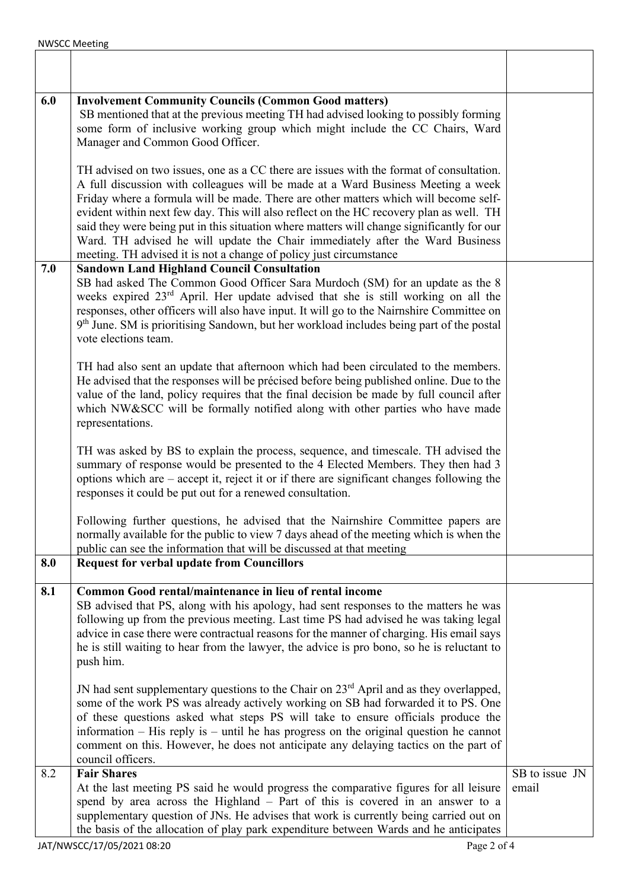| | | |
|---|---|---|
| | | |
| 6.0 | **Involvement Community Councils (Common Good matters)**<br>SB mentioned that at the previous meeting TH had advised looking to possibly forming some form of inclusive working group which might include the CC Chairs, Ward Manager and Common Good Officer.<br><br>TH advised on two issues, one as a CC there are issues with the format of consultation. A full discussion with colleagues will be made at a Ward Business Meeting a week Friday where a formula will be made. There are other matters which will become self-evident within next few day. This will also reflect on the HC recovery plan as well. TH said they were being put in this situation where matters will change significantly for our Ward. TH advised he will update the Chair immediately after the Ward Business meeting. TH advised it is not a change of policy just circumstance | |
| 7.0 | **Sandown Land Highland Council Consultation**<br>SB had asked The Common Good Officer Sara Murdoch (SM) for an update as the 8 weeks expired 23rd April. Her update advised that she is still working on all the responses, other officers will also have input. It will go to the Nairnshire Committee on 9th June. SM is prioritising Sandown, but her workload includes being part of the postal vote elections team.<br><br>TH had also sent an update that afternoon which had been circulated to the members. He advised that the responses will be précised before being published online. Due to the value of the land, policy requires that the final decision be made by full council after which NW&SCC will be formally notified along with other parties who have made representations.<br><br>TH was asked by BS to explain the process, sequence, and timescale. TH advised the summary of response would be presented to the 4 Elected Members. They then had 3 options which are – accept it, reject it or if there are significant changes following the responses it could be put out for a renewed consultation.<br><br>Following further questions, he advised that the Nairnshire Committee papers are normally available for the public to view 7 days ahead of the meeting which is when the public can see the information that will be discussed at that meeting | |
| 8.0 | **Request for verbal update from Councillors** | |
| 8.1 | **Common Good rental/maintenance in lieu of rental income**<br>SB advised that PS, along with his apology, had sent responses to the matters he was following up from the previous meeting. Last time PS had advised he was taking legal advice in case there were contractual reasons for the manner of charging. His email says he is still waiting to hear from the lawyer, the advice is pro bono, so he is reluctant to push him.<br><br>JN had sent supplementary questions to the Chair on 23rd April and as they overlapped, some of the work PS was already actively working on SB had forwarded it to PS. One of these questions asked what steps PS will take to ensure officials produce the information – His reply is – until he has progress on the original question he cannot comment on this. However, he does not anticipate any delaying tactics on the part of council officers. | |
| 8.2 | **Fair Shares**<br>At the last meeting PS said he would progress the comparative figures for all leisure spend by area across the Highland – Part of this is covered in an answer to a supplementary question of JNs. He advises that work is currently being carried out on the basis of the allocation of play park expenditure between Wards and he anticipates | SB to issue JN email |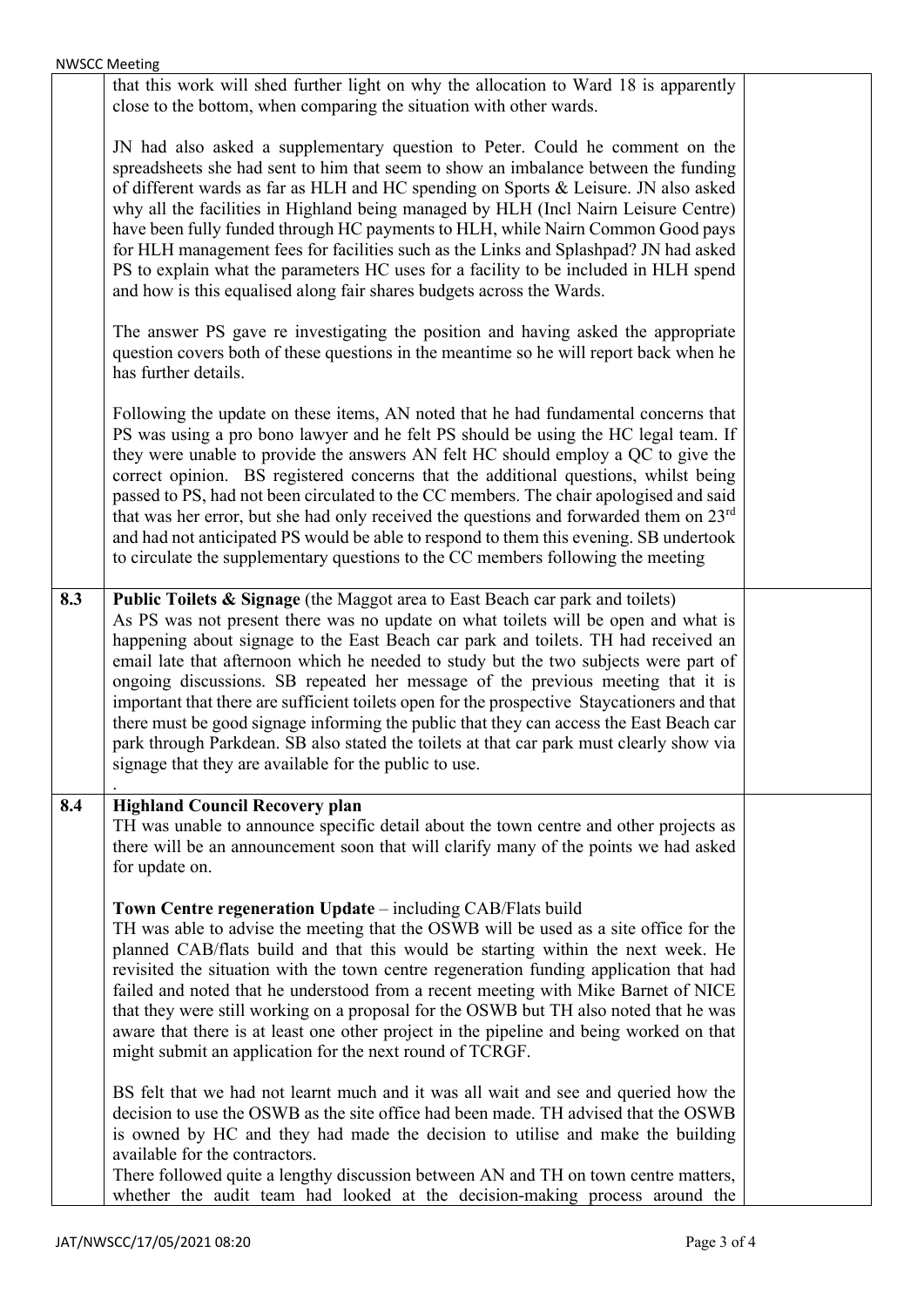| | | |
|---|---|---|
| | that this work will shed further light on why the allocation to Ward 18 is apparently close to the bottom, when comparing the situation with other wards.<br><br>JN had also asked a supplementary question to Peter. Could he comment on the spreadsheets she had sent to him that seem to show an imbalance between the funding of different wards as far as HLH and HC spending on Sports & Leisure. JN also asked why all the facilities in Highland being managed by HLH (Incl Nairn Leisure Centre) have been fully funded through HC payments to HLH, while Nairn Common Good pays for HLH management fees for facilities such as the Links and Splashpad? JN had asked PS to explain what the parameters HC uses for a facility to be included in HLH spend and how is this equalised along fair shares budgets across the Wards.<br><br>The answer PS gave re investigating the position and having asked the appropriate question covers both of these questions in the meantime so he will report back when he has further details.<br><br>Following the update on these items, AN noted that he had fundamental concerns that PS was using a pro bono lawyer and he felt PS should be using the HC legal team. If they were unable to provide the answers AN felt HC should employ a QC to give the correct opinion. BS registered concerns that the additional questions, whilst being passed to PS, had not been circulated to the CC members. The chair apologised and said that was her error, but she had only received the questions and forwarded them on 23rd and had not anticipated PS would be able to respond to them this evening. SB undertook to circulate the supplementary questions to the CC members following the meeting | |
| 8.3 | **Public Toilets & Signage** (the Maggot area to East Beach car park and toilets)<br>As PS was not present there was no update on what toilets will be open and what is happening about signage to the East Beach car park and toilets. TH had received an email late that afternoon which he needed to study but the two subjects were part of ongoing discussions. SB repeated her message of the previous meeting that it is important that there are sufficient toilets open for the prospective Staycationers and that there must be good signage informing the public that they can access the East Beach car park through Parkdean. SB also stated the toilets at that car park must clearly show via signage that they are available for the public to use.<br>. | |
| 8.4 | **Highland Council Recovery plan**<br>TH was unable to announce specific detail about the town centre and other projects as there will be an announcement soon that will clarify many of the points we had asked for update on.<br><br>**Town Centre regeneration Update** – including CAB/Flats build<br>TH was able to advise the meeting that the OSWB will be used as a site office for the planned CAB/flats build and that this would be starting within the next week. He revisited the situation with the town centre regeneration funding application that had failed and noted that he understood from a recent meeting with Mike Barnet of NICE that they were still working on a proposal for the OSWB but TH also noted that he was aware that there is at least one other project in the pipeline and being worked on that might submit an application for the next round of TCRGF.<br><br>BS felt that we had not learnt much and it was all wait and see and queried how the decision to use the OSWB as the site office had been made. TH advised that the OSWB is owned by HC and they had made the decision to utilise and make the building available for the contractors.<br>There followed quite a lengthy discussion between AN and TH on town centre matters, whether the audit team had looked at the decision-making process around the | |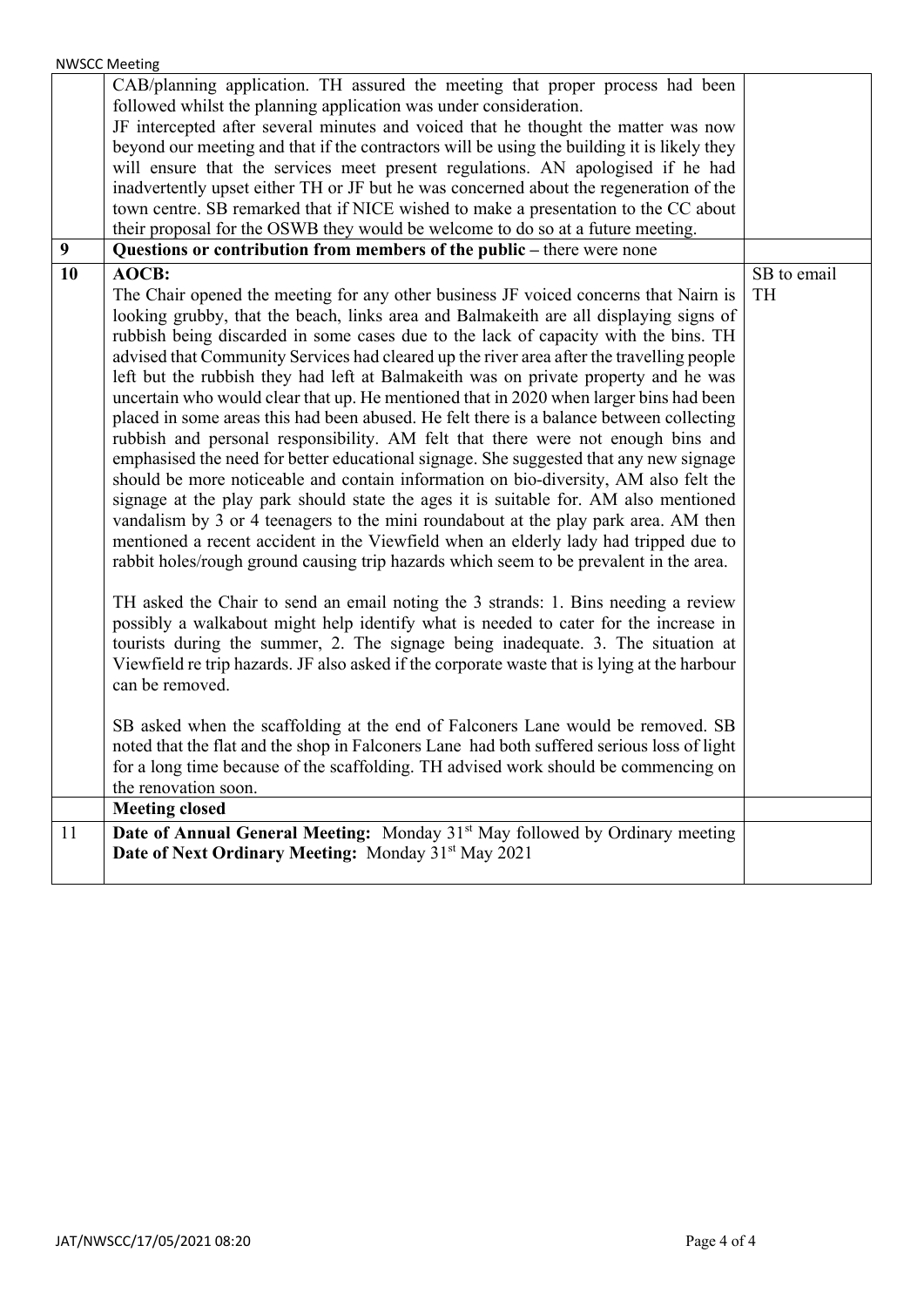| | | |
|---|---|---|
| | CAB/planning application. TH assured the meeting that proper process had been followed whilst the planning application was under consideration.<br>JF intercepted after several minutes and voiced that he thought the matter was now beyond our meeting and that if the contractors will be using the building it is likely they will ensure that the services meet present regulations. AN apologised if he had inadvertently upset either TH or JF but he was concerned about the regeneration of the town centre. SB remarked that if NICE wished to make a presentation to the CC about their proposal for the OSWB they would be welcome to do so at a future meeting. | |
| **9** | **Questions or contribution from members of the public** – there were none | |
| **10** | **AOCB:**<br>The Chair opened the meeting for any other business JF voiced concerns that Nairn is looking grubby, that the beach, links area and Balmakeith are all displaying signs of rubbish being discarded in some cases due to the lack of capacity with the bins. TH advised that Community Services had cleared up the river area after the travelling people left but the rubbish they had left at Balmakeith was on private property and he was uncertain who would clear that up. He mentioned that in 2020 when larger bins had been placed in some areas this had been abused. He felt there is a balance between collecting rubbish and personal responsibility. AM felt that there were not enough bins and emphasised the need for better educational signage. She suggested that any new signage should be more noticeable and contain information on bio-diversity, AM also felt the signage at the play park should state the ages it is suitable for. AM also mentioned vandalism by 3 or 4 teenagers to the mini roundabout at the play park area. AM then mentioned a recent accident in the Viewfield when an elderly lady had tripped due to rabbit holes/rough ground causing trip hazards which seem to be prevalent in the area.<br><br>TH asked the Chair to send an email noting the 3 strands: 1. Bins needing a review possibly a walkabout might help identify what is needed to cater for the increase in tourists during the summer, 2. The signage being inadequate. 3. The situation at Viewfield re trip hazards. JF also asked if the corporate waste that is lying at the harbour can be removed.<br><br>SB asked when the scaffolding at the end of Falconers Lane would be removed. SB noted that the flat and the shop in Falconers Lane had both suffered serious loss of light for a long time because of the scaffolding. TH advised work should be commencing on the renovation soon. | SB to email TH |
| | **Meeting closed** | |
| 11 | **Date of Annual General Meeting:** Monday 31st May followed by Ordinary meeting<br>**Date of Next Ordinary Meeting:** Monday 31st May 2021 | |

JAT/NWSCC/17/05/2021 08:20